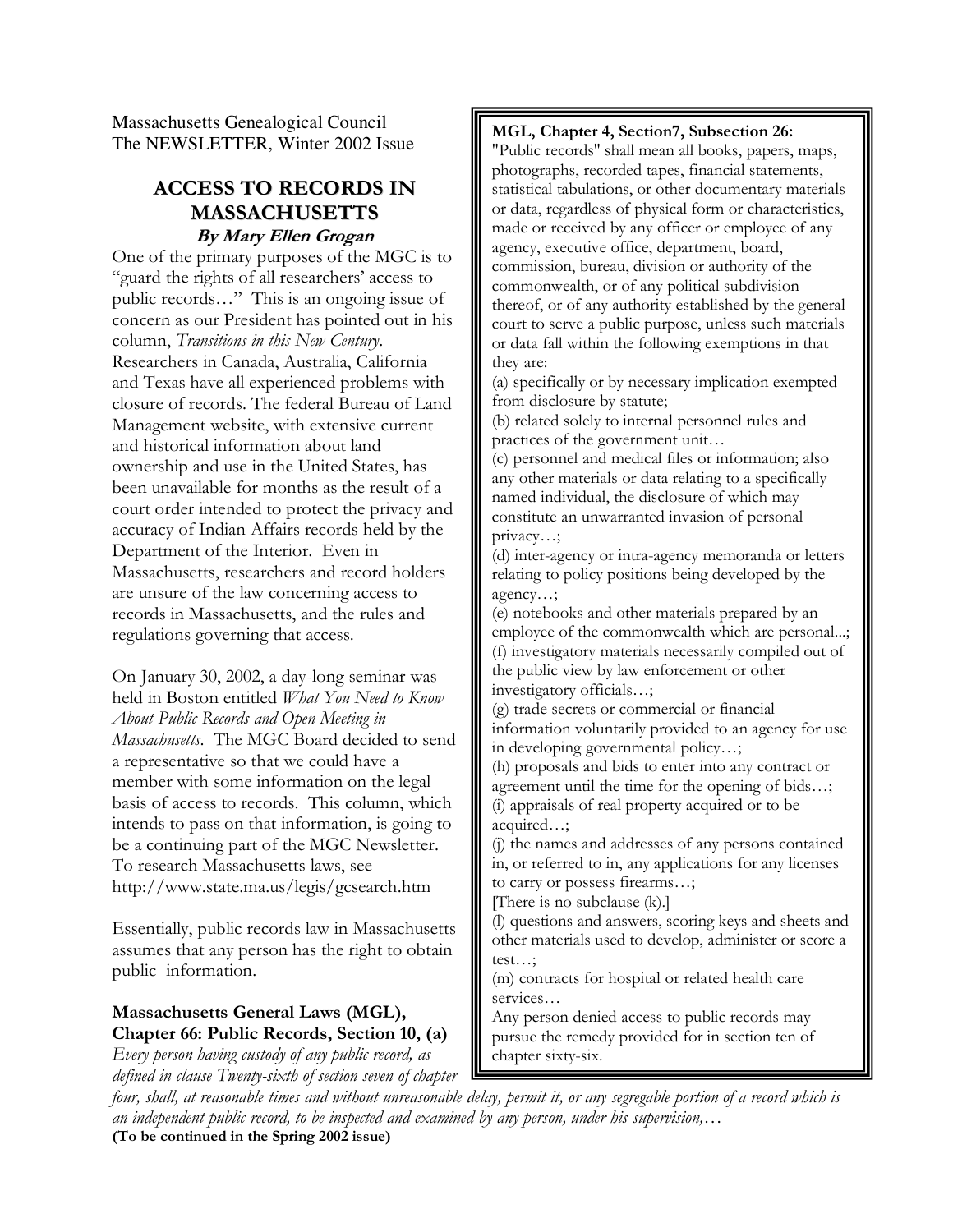Massachusetts Genealogical Council
The NEWSLETTER, Winter 2002 Issue

# ACCESS TO RECORDS IN MASSACHUSETTS

***By Mary Ellen Grogan***

One of the primary purposes of the MGC is to "guard the rights of all researchers' access to public records…" This is an ongoing issue of concern as our President has pointed out in his column, *Transitions in this New Century*. Researchers in Canada, Australia, California and Texas have all experienced problems with closure of records. The federal Bureau of Land Management website, with extensive current and historical information about land ownership and use in the United States, has been unavailable for months as the result of a court order intended to protect the privacy and accuracy of Indian Affairs records held by the Department of the Interior. Even in Massachusetts, researchers and record holders are unsure of the law concerning access to records in Massachusetts, and the rules and regulations governing that access.

On January 30, 2002, a day-long seminar was held in Boston entitled *What You Need to Know About Public Records and Open Meeting in Massachusetts*. The MGC Board decided to send a representative so that we could have a member with some information on the legal basis of access to records. This column, which intends to pass on that information, is going to be a continuing part of the MGC Newsletter. To research Massachusetts laws, see http://www.state.ma.us/legis/gcsearch.htm

Essentially, public records law in Massachusetts assumes that any person has the right to obtain public information.

**Massachusetts General Laws (MGL), Chapter 66: Public Records, Section 10, (a)**
*Every person having custody of any public record, as defined in clause Twenty-sixth of section seven of chapter four, shall, at reasonable times and without unreasonable delay, permit it, or any segregable portion of a record which is an independent public record, to be inspected and examined by any person, under his supervision,…*

**(To be continued in the Spring 2002 issue)**

---

**MGL, Chapter 4, Section7, Subsection 26:**
"Public records" shall mean all books, papers, maps, photographs, recorded tapes, financial statements, statistical tabulations, or other documentary materials or data, regardless of physical form or characteristics, made or received by any officer or employee of any agency, executive office, department, board, commission, bureau, division or authority of the commonwealth, or of any political subdivision thereof, or of any authority established by the general court to serve a public purpose, unless such materials or data fall within the following exemptions in that they are:

(a) specifically or by necessary implication exempted from disclosure by statute;
(b) related solely to internal personnel rules and practices of the government unit…
(c) personnel and medical files or information; also any other materials or data relating to a specifically named individual, the disclosure of which may constitute an unwarranted invasion of personal privacy…;
(d) inter-agency or intra-agency memoranda or letters relating to policy positions being developed by the agency…;
(e) notebooks and other materials prepared by an employee of the commonwealth which are personal...;
(f) investigatory materials necessarily compiled out of the public view by law enforcement or other investigatory officials…;
(g) trade secrets or commercial or financial information voluntarily provided to an agency for use in developing governmental policy…;
(h) proposals and bids to enter into any contract or agreement until the time for the opening of bids…;
(i) appraisals of real property acquired or to be acquired…;
(j) the names and addresses of any persons contained in, or referred to in, any applications for any licenses to carry or possess firearms…;
[There is no subclause (k).]
(l) questions and answers, scoring keys and sheets and other materials used to develop, administer or score a test…;
(m) contracts for hospital or related health care services…

Any person denied access to public records may pursue the remedy provided for in section ten of chapter sixty-six.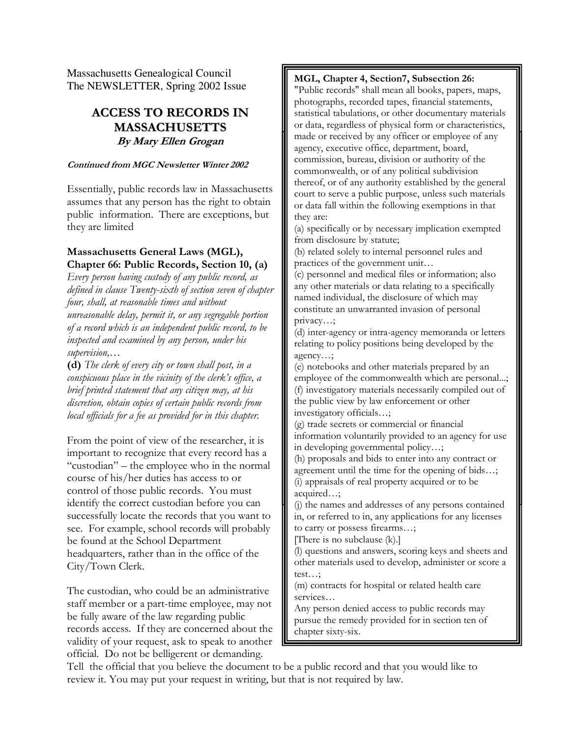Massachusetts Genealogical Council
The NEWSLETTER, Spring 2002 Issue

# ACCESS TO RECORDS IN MASSACHUSETTS

***By Mary Ellen Grogan***

***Continued from MGC Newsletter Winter 2002***

Essentially, public records law in Massachusetts assumes that any person has the right to obtain public information. There are exceptions, but they are limited

**Massachusetts General Laws (MGL), Chapter 66: Public Records, Section 10, (a)**
*Every person having custody of any public record, as defined in clause Twenty-sixth of section seven of chapter four, shall, at reasonable times and without unreasonable delay, permit it, or any segregable portion of a record which is an independent public record, to be inspected and examined by any person, under his supervision,…*
**(d)** *The clerk of every city or town shall post, in a conspicuous place in the vicinity of the clerk's office, a brief printed statement that any citizen may, at his discretion, obtain copies of certain public records from local officials for a fee as provided for in this chapter.*

From the point of view of the researcher, it is important to recognize that every record has a "custodian" – the employee who in the normal course of his/her duties has access to or control of those public records. You must identify the correct custodian before you can successfully locate the records that you want to see. For example, school records will probably be found at the School Department headquarters, rather than in the office of the City/Town Clerk.

The custodian, who could be an administrative staff member or a part-time employee, may not be fully aware of the law regarding public records access. If they are concerned about the validity of your request, ask to speak to another official. Do not be belligerent or demanding.
Tell the official that you believe the document to be a public record and that you would like to review it. You may put your request in writing, but that is not required by law.

**MGL, Chapter 4, Section7, Subsection 26:**
"Public records" shall mean all books, papers, maps, photographs, recorded tapes, financial statements, statistical tabulations, or other documentary materials or data, regardless of physical form or characteristics, made or received by any officer or employee of any agency, executive office, department, board, commission, bureau, division or authority of the commonwealth, or of any political subdivision thereof, or of any authority established by the general court to serve a public purpose, unless such materials or data fall within the following exemptions in that they are:
(a) specifically or by necessary implication exempted from disclosure by statute;
(b) related solely to internal personnel rules and practices of the government unit…
(c) personnel and medical files or information; also any other materials or data relating to a specifically named individual, the disclosure of which may constitute an unwarranted invasion of personal privacy…;
(d) inter-agency or intra-agency memoranda or letters relating to policy positions being developed by the agency…;
(e) notebooks and other materials prepared by an employee of the commonwealth which are personal...;
(f) investigatory materials necessarily compiled out of the public view by law enforcement or other investigatory officials…;
(g) trade secrets or commercial or financial information voluntarily provided to an agency for use in developing governmental policy…;
(h) proposals and bids to enter into any contract or agreement until the time for the opening of bids…;
(i) appraisals of real property acquired or to be acquired…;
(j) the names and addresses of any persons contained in, or referred to in, any applications for any licenses to carry or possess firearms…;
[There is no subclause (k).]
(l) questions and answers, scoring keys and sheets and other materials used to develop, administer or score a test…;
(m) contracts for hospital or related health care services…
Any person denied access to public records may pursue the remedy provided for in section ten of chapter sixty-six.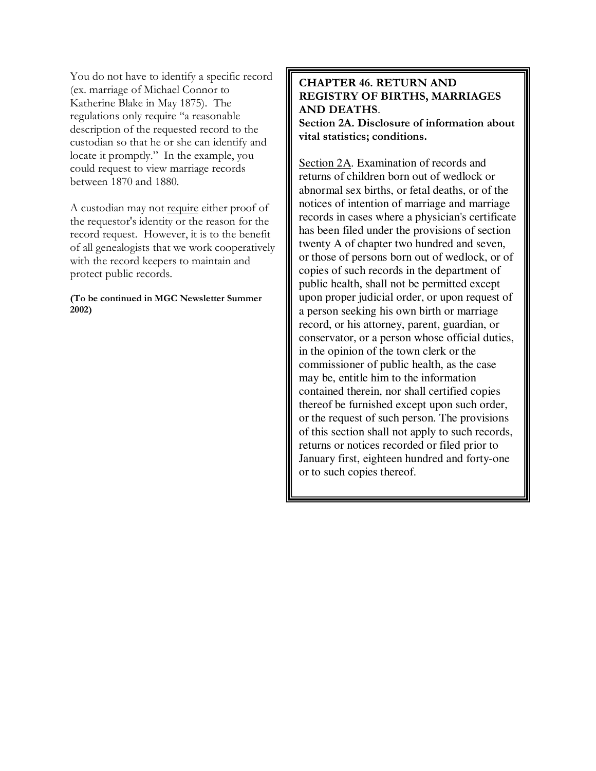You do not have to identify a specific record (ex. marriage of Michael Connor to Katherine Blake in May 1875). The regulations only require "a reasonable description of the requested record to the custodian so that he or she can identify and locate it promptly." In the example, you could request to view marriage records between 1870 and 1880.

A custodian may not require either proof of the requestor's identity or the reason for the record request. However, it is to the benefit of all genealogists that we work cooperatively with the record keepers to maintain and protect public records.

**(To be continued in MGC Newsletter Summer 2002)**

**CHAPTER 46. RETURN AND REGISTRY OF BIRTHS, MARRIAGES AND DEATHS**.
**Section 2A. Disclosure of information about vital statistics; conditions.**

Section 2A. Examination of records and returns of children born out of wedlock or abnormal sex births, or fetal deaths, or of the notices of intention of marriage and marriage records in cases where a physician's certificate has been filed under the provisions of section twenty A of chapter two hundred and seven, or those of persons born out of wedlock, or of copies of such records in the department of public health, shall not be permitted except upon proper judicial order, or upon request of a person seeking his own birth or marriage record, or his attorney, parent, guardian, or conservator, or a person whose official duties, in the opinion of the town clerk or the commissioner of public health, as the case may be, entitle him to the information contained therein, nor shall certified copies thereof be furnished except upon such order, or the request of such person. The provisions of this section shall not apply to such records, returns or notices recorded or filed prior to January first, eighteen hundred and forty-one or to such copies thereof.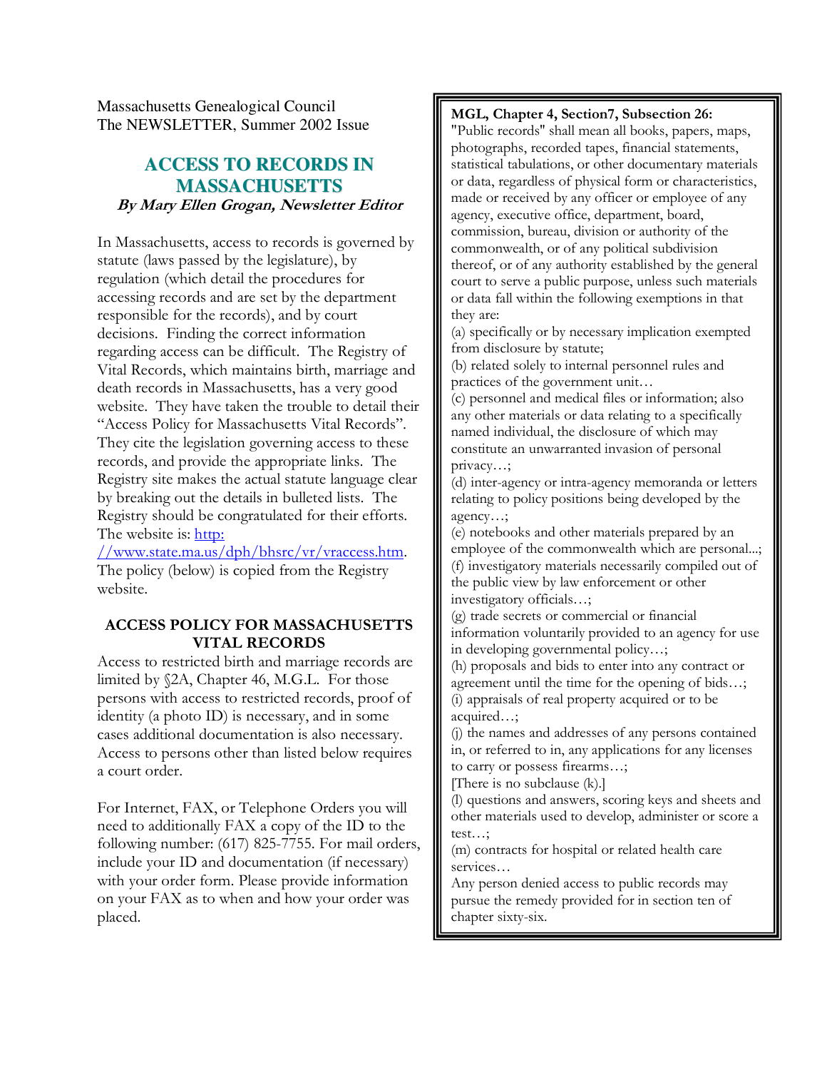Massachusetts Genealogical Council
The NEWSLETTER, Summer 2002 Issue

## ACCESS TO RECORDS IN MASSACHUSETTS

***By Mary Ellen Grogan, Newsletter Editor***

In Massachusetts, access to records is governed by statute (laws passed by the legislature), by regulation (which detail the procedures for accessing records and are set by the department responsible for the records), and by court decisions. Finding the correct information regarding access can be difficult. The Registry of Vital Records, which maintains birth, marriage and death records in Massachusetts, has a very good website. They have taken the trouble to detail their "Access Policy for Massachusetts Vital Records". They cite the legislation governing access to these records, and provide the appropriate links. The Registry site makes the actual statute language clear by breaking out the details in bulleted lists. The Registry should be congratulated for their efforts. The website is: http://www.state.ma.us/dph/bhsrc/vr/vraccess.htm. The policy (below) is copied from the Registry website.

### ACCESS POLICY FOR MASSACHUSETTS VITAL RECORDS

Access to restricted birth and marriage records are limited by §2A, Chapter 46, M.G.L. For those persons with access to restricted records, proof of identity (a photo ID) is necessary, and in some cases additional documentation is also necessary. Access to persons other than listed below requires a court order.

For Internet, FAX, or Telephone Orders you will need to additionally FAX a copy of the ID to the following number: (617) 825-7755. For mail orders, include your ID and documentation (if necessary) with your order form. Please provide information on your FAX as to when and how your order was placed.

**MGL, Chapter 4, Section7, Subsection 26:**

"Public records" shall mean all books, papers, maps, photographs, recorded tapes, financial statements, statistical tabulations, or other documentary materials or data, regardless of physical form or characteristics, made or received by any officer or employee of any agency, executive office, department, board, commission, bureau, division or authority of the commonwealth, or of any political subdivision thereof, or of any authority established by the general court to serve a public purpose, unless such materials or data fall within the following exemptions in that they are:

(a) specifically or by necessary implication exempted from disclosure by statute;
(b) related solely to internal personnel rules and practices of the government unit…
(c) personnel and medical files or information; also any other materials or data relating to a specifically named individual, the disclosure of which may constitute an unwarranted invasion of personal privacy…;
(d) inter-agency or intra-agency memoranda or letters relating to policy positions being developed by the agency…;
(e) notebooks and other materials prepared by an employee of the commonwealth which are personal...;
(f) investigatory materials necessarily compiled out of the public view by law enforcement or other investigatory officials…;
(g) trade secrets or commercial or financial information voluntarily provided to an agency for use in developing governmental policy…;
(h) proposals and bids to enter into any contract or agreement until the time for the opening of bids…;
(i) appraisals of real property acquired or to be acquired…;
(j) the names and addresses of any persons contained in, or referred to in, any applications for any licenses to carry or possess firearms…;
[There is no subclause (k).]
(l) questions and answers, scoring keys and sheets and other materials used to develop, administer or score a test…;
(m) contracts for hospital or related health care services…

Any person denied access to public records may pursue the remedy provided for in section ten of chapter sixty-six.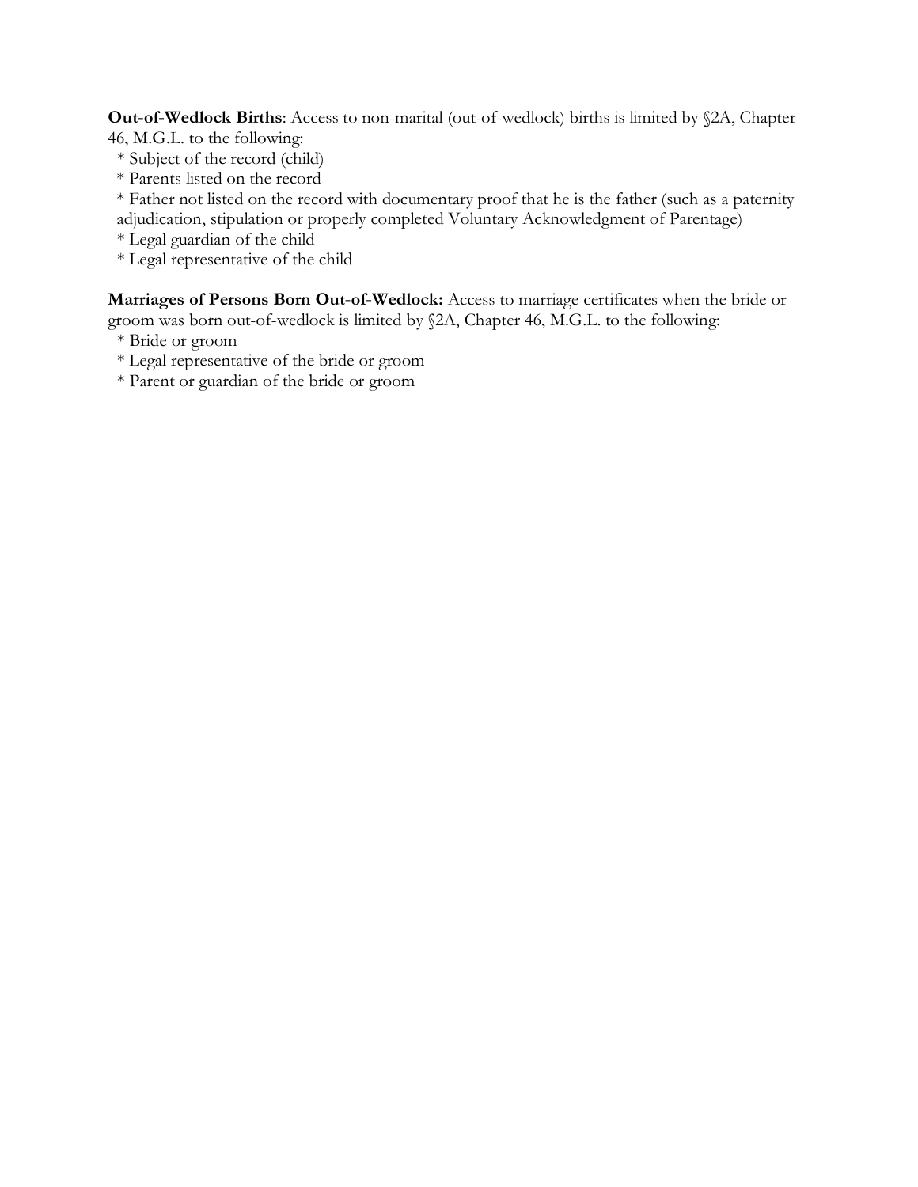**Out-of-Wedlock Births**: Access to non-marital (out-of-wedlock) births is limited by §2A, Chapter 46, M.G.L. to the following:

* Subject of the record (child)
* Parents listed on the record
* Father not listed on the record with documentary proof that he is the father (such as a paternity adjudication, stipulation or properly completed Voluntary Acknowledgment of Parentage)
* Legal guardian of the child
* Legal representative of the child

**Marriages of Persons Born Out-of-Wedlock:** Access to marriage certificates when the bride or groom was born out-of-wedlock is limited by §2A, Chapter 46, M.G.L. to the following:

* Bride or groom
* Legal representative of the bride or groom
* Parent or guardian of the bride or groom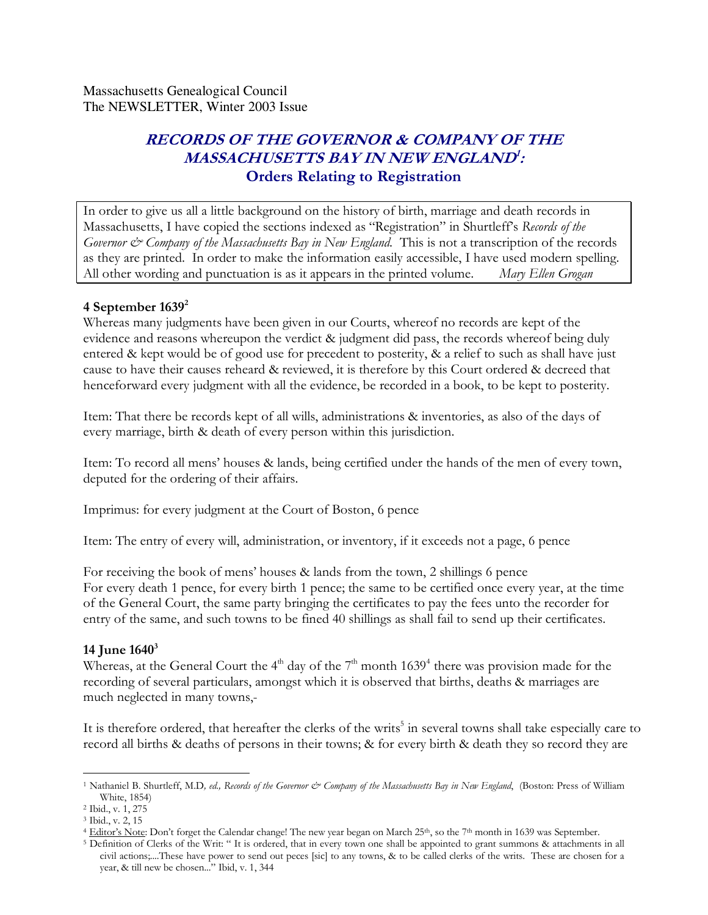Massachusetts Genealogical Council
The NEWSLETTER, Winter 2003 Issue

# *RECORDS OF THE GOVERNOR & COMPANY OF THE MASSACHUSETTS BAY IN NEW ENGLAND*[1]: Orders Relating to Registration

> In order to give us all a little background on the history of birth, marriage and death records in Massachusetts, I have copied the sections indexed as "Registration" in Shurtleff's *Records of the Governor & Company of the Massachusetts Bay in New England*. This is not a transcription of the records as they are printed. In order to make the information easily accessible, I have used modern spelling. All other wording and punctuation is as it appears in the printed volume. *Mary Ellen Grogan*

**4 September 1639**[2]

Whereas many judgments have been given in our Courts, whereof no records are kept of the evidence and reasons whereupon the verdict & judgment did pass, the records whereof being duly entered & kept would be of good use for precedent to posterity, & a relief to such as shall have just cause to have their causes reheard & reviewed, it is therefore by this Court ordered & decreed that henceforward every judgment with all the evidence, be recorded in a book, to be kept to posterity.

Item: That there be records kept of all wills, administrations & inventories, as also of the days of every marriage, birth & death of every person within this jurisdiction.

Item: To record all mens' houses & lands, being certified under the hands of the men of every town, deputed for the ordering of their affairs.

Imprimus: for every judgment at the Court of Boston, 6 pence

Item: The entry of every will, administration, or inventory, if it exceeds not a page, 6 pence

For receiving the book of mens' houses & lands from the town, 2 shillings 6 pence
For every death 1 pence, for every birth 1 pence; the same to be certified once every year, at the time of the General Court, the same party bringing the certificates to pay the fees unto the recorder for entry of the same, and such towns to be fined 40 shillings as shall fail to send up their certificates.

**14 June 1640**[3]

Whereas, at the General Court the 4th day of the 7th month 1639[4] there was provision made for the recording of several particulars, amongst which it is observed that births, deaths & marriages are much neglected in many towns,-

It is therefore ordered, that hereafter the clerks of the writs[5] in several towns shall take especially care to record all births & deaths of persons in their towns; & for every birth & death they so record they are

---

[1] Nathaniel B. Shurtleff, M.D*, ed., Records of the Governor & Company of the Massachusetts Bay in New England*, (Boston: Press of William White, 1854)

[2] Ibid., v. 1, 275

[3] Ibid., v. 2, 15

[4] Editor's Note: Don't forget the Calendar change! The new year began on March 25th, so the 7th month in 1639 was September.

[5] Definition of Clerks of the Writ: " It is ordered, that in every town one shall be appointed to grant summons & attachments in all civil actions;....These have power to send out peces [sic] to any towns, & to be called clerks of the writs. These are chosen for a year, & till new be chosen..." Ibid, v. 1, 344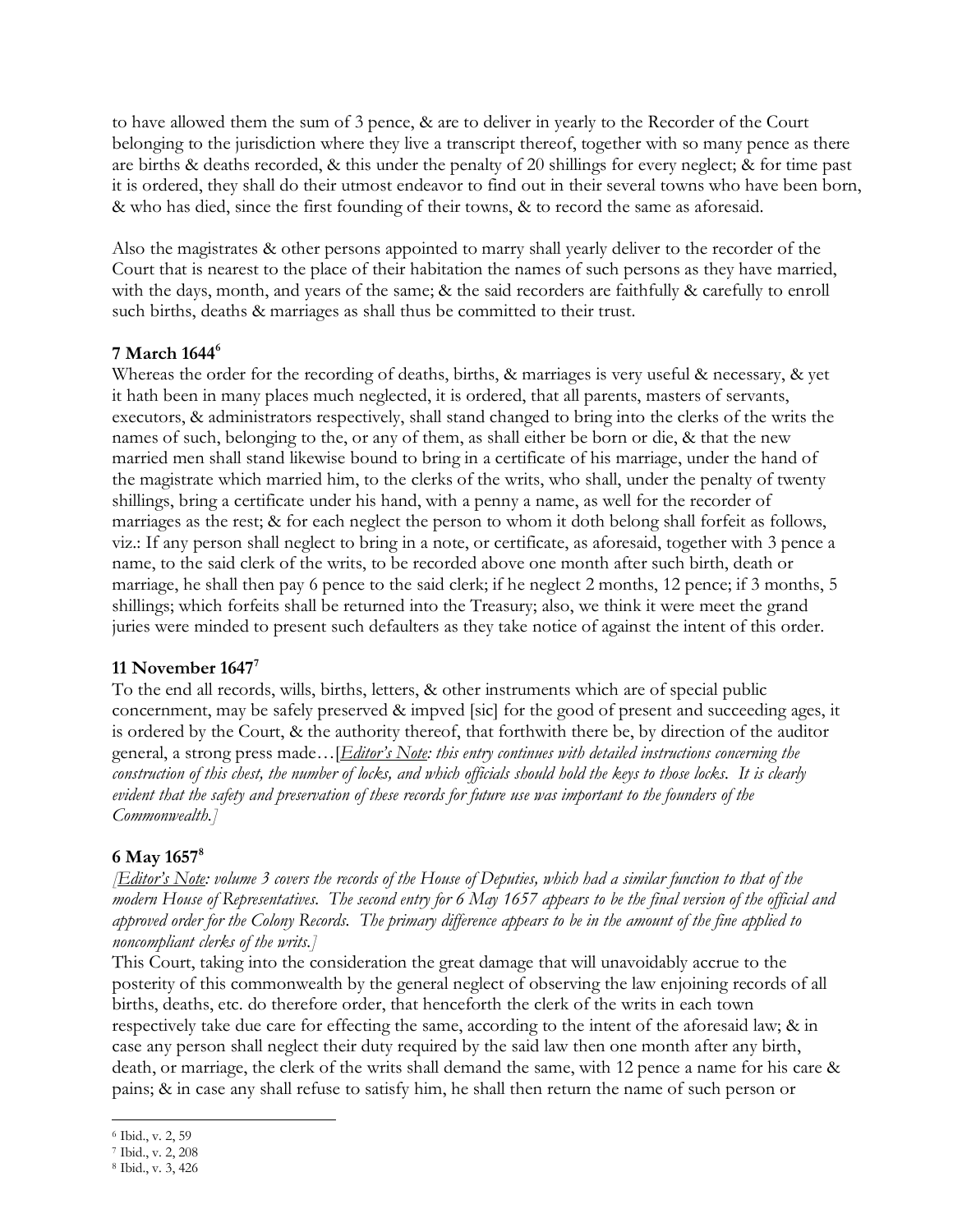to have allowed them the sum of 3 pence, & are to deliver in yearly to the Recorder of the Court belonging to the jurisdiction where they live a transcript thereof, together with so many pence as there are births & deaths recorded, & this under the penalty of 20 shillings for every neglect; & for time past it is ordered, they shall do their utmost endeavor to find out in their several towns who have been born, & who has died, since the first founding of their towns, & to record the same as aforesaid.

Also the magistrates & other persons appointed to marry shall yearly deliver to the recorder of the Court that is nearest to the place of their habitation the names of such persons as they have married, with the days, month, and years of the same; & the said recorders are faithfully & carefully to enroll such births, deaths & marriages as shall thus be committed to their trust.

**7 March 1644**[6]

Whereas the order for the recording of deaths, births, & marriages is very useful & necessary, & yet it hath been in many places much neglected, it is ordered, that all parents, masters of servants, executors, & administrators respectively, shall stand changed to bring into the clerks of the writs the names of such, belonging to the, or any of them, as shall either be born or die, & that the new married men shall stand likewise bound to bring in a certificate of his marriage, under the hand of the magistrate which married him, to the clerks of the writs, who shall, under the penalty of twenty shillings, bring a certificate under his hand, with a penny a name, as well for the recorder of marriages as the rest; & for each neglect the person to whom it doth belong shall forfeit as follows, viz.: If any person shall neglect to bring in a note, or certificate, as aforesaid, together with 3 pence a name, to the said clerk of the writs, to be recorded above one month after such birth, death or marriage, he shall then pay 6 pence to the said clerk; if he neglect 2 months, 12 pence; if 3 months, 5 shillings; which forfeits shall be returned into the Treasury; also, we think it were meet the grand juries were minded to present such defaulters as they take notice of against the intent of this order.

**11 November 1647**[7]

To the end all records, wills, births, letters, & other instruments which are of special public concernment, may be safely preserved & impved [sic] for the good of present and succeeding ages, it is ordered by the Court, & the authority thereof, that forthwith there be, by direction of the auditor general, a strong press made…[*Editor's Note: this entry continues with detailed instructions concerning the construction of this chest, the number of locks, and which officials should hold the keys to those locks. It is clearly evident that the safety and preservation of these records for future use was important to the founders of the Commonwealth.]*

**6 May 1657**[8]

*[Editor's Note: volume 3 covers the records of the House of Deputies, which had a similar function to that of the modern House of Representatives. The second entry for 6 May 1657 appears to be the final version of the official and approved order for the Colony Records. The primary difference appears to be in the amount of the fine applied to noncompliant clerks of the writs.]*

This Court, taking into the consideration the great damage that will unavoidably accrue to the posterity of this commonwealth by the general neglect of observing the law enjoining records of all births, deaths, etc. do therefore order, that henceforth the clerk of the writs in each town respectively take due care for effecting the same, according to the intent of the aforesaid law; & in case any person shall neglect their duty required by the said law then one month after any birth, death, or marriage, the clerk of the writs shall demand the same, with 12 pence a name for his care & pains; & in case any shall refuse to satisfy him, he shall then return the name of such person or

---

[6] Ibid., v. 2, 59

[7] Ibid., v. 2, 208

[8] Ibid., v. 3, 426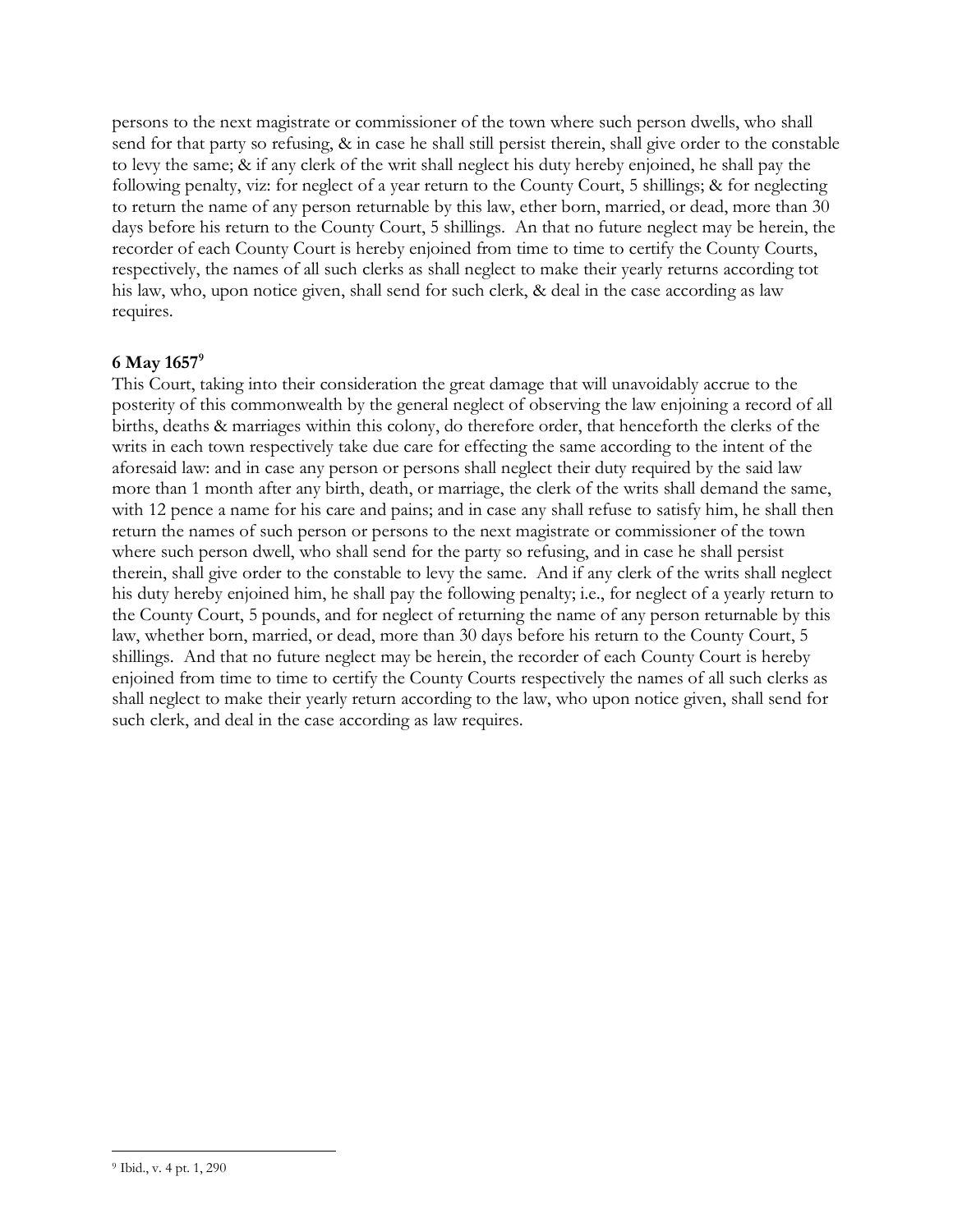persons to the next magistrate or commissioner of the town where such person dwells, who shall send for that party so refusing, & in case he shall still persist therein, shall give order to the constable to levy the same; & if any clerk of the writ shall neglect his duty hereby enjoined, he shall pay the following penalty, viz: for neglect of a year return to the County Court, 5 shillings; & for neglecting to return the name of any person returnable by this law, ether born, married, or dead, more than 30 days before his return to the County Court, 5 shillings. An that no future neglect may be herein, the recorder of each County Court is hereby enjoined from time to time to certify the County Courts, respectively, the names of all such clerks as shall neglect to make their yearly returns according tot his law, who, upon notice given, shall send for such clerk, & deal in the case according as law requires.

**6 May 1657**[9]

This Court, taking into their consideration the great damage that will unavoidably accrue to the posterity of this commonwealth by the general neglect of observing the law enjoining a record of all births, deaths & marriages within this colony, do therefore order, that henceforth the clerks of the writs in each town respectively take due care for effecting the same according to the intent of the aforesaid law: and in case any person or persons shall neglect their duty required by the said law more than 1 month after any birth, death, or marriage, the clerk of the writs shall demand the same, with 12 pence a name for his care and pains; and in case any shall refuse to satisfy him, he shall then return the names of such person or persons to the next magistrate or commissioner of the town where such person dwell, who shall send for the party so refusing, and in case he shall persist therein, shall give order to the constable to levy the same. And if any clerk of the writs shall neglect his duty hereby enjoined him, he shall pay the following penalty; i.e., for neglect of a yearly return to the County Court, 5 pounds, and for neglect of returning the name of any person returnable by this law, whether born, married, or dead, more than 30 days before his return to the County Court, 5 shillings. And that no future neglect may be herein, the recorder of each County Court is hereby enjoined from time to time to certify the County Courts respectively the names of all such clerks as shall neglect to make their yearly return according to the law, who upon notice given, shall send for such clerk, and deal in the case according as law requires.

[9] Ibid., v. 4 pt. 1, 290